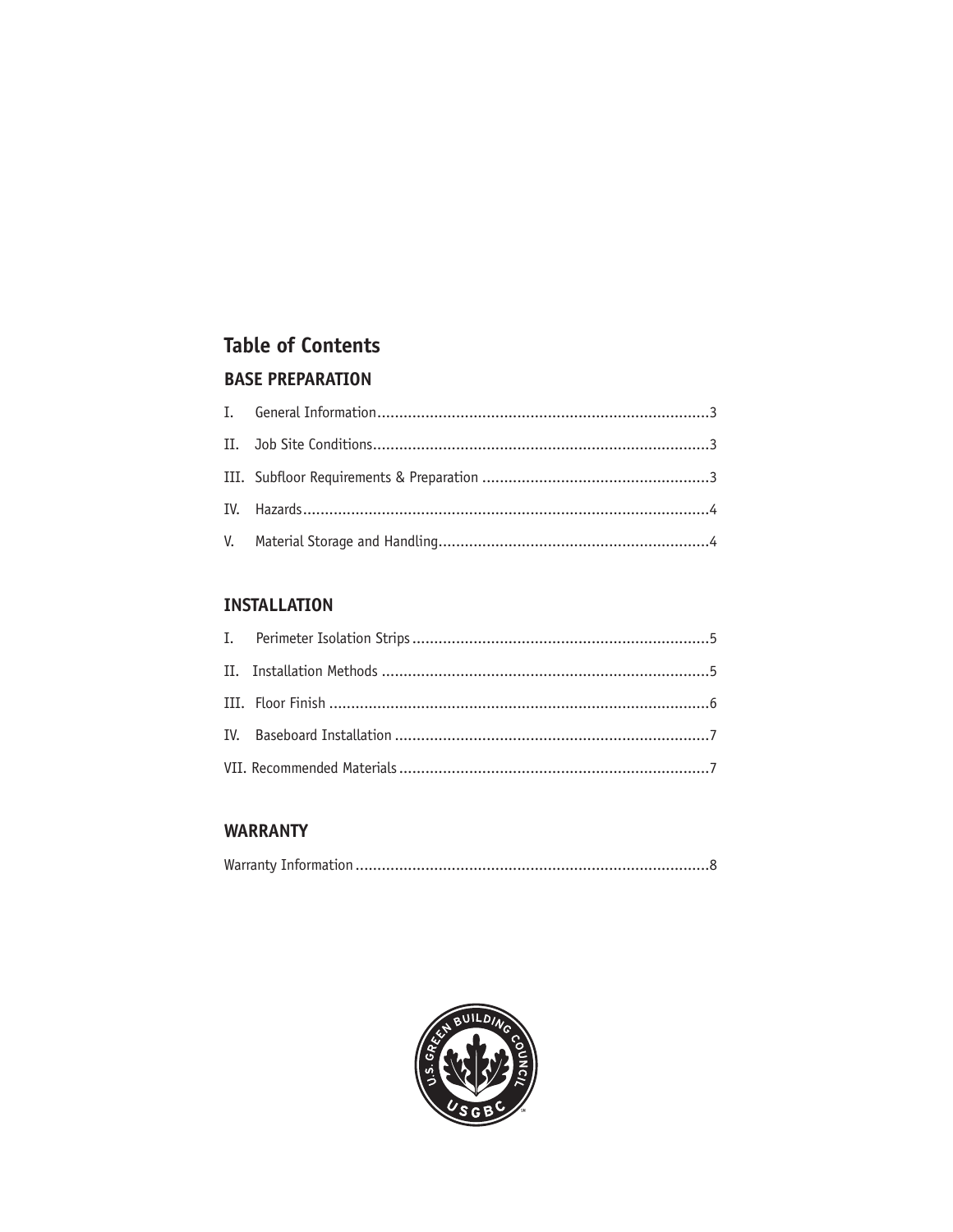# Table of Contents

## BASE PREPARATION

I. General Information..........................................................................3

II. Job Site Conditions...........................................................................3

III. Subfloor Requirements & Preparation ....................................................3

IV. Hazards..........................................................................................4

V. Material Storage and Handling...........................................................4

## INSTALLATION

I. Perimeter Isolation Strips...................................................................5

II. Installation Methods .........................................................................5

III. Floor Finish .....................................................................................6

IV. Baseboard Installation .......................................................................7

VII. Recommended Materials ....................................................................7

## WARRANTY

Warranty Information ..............................................................................8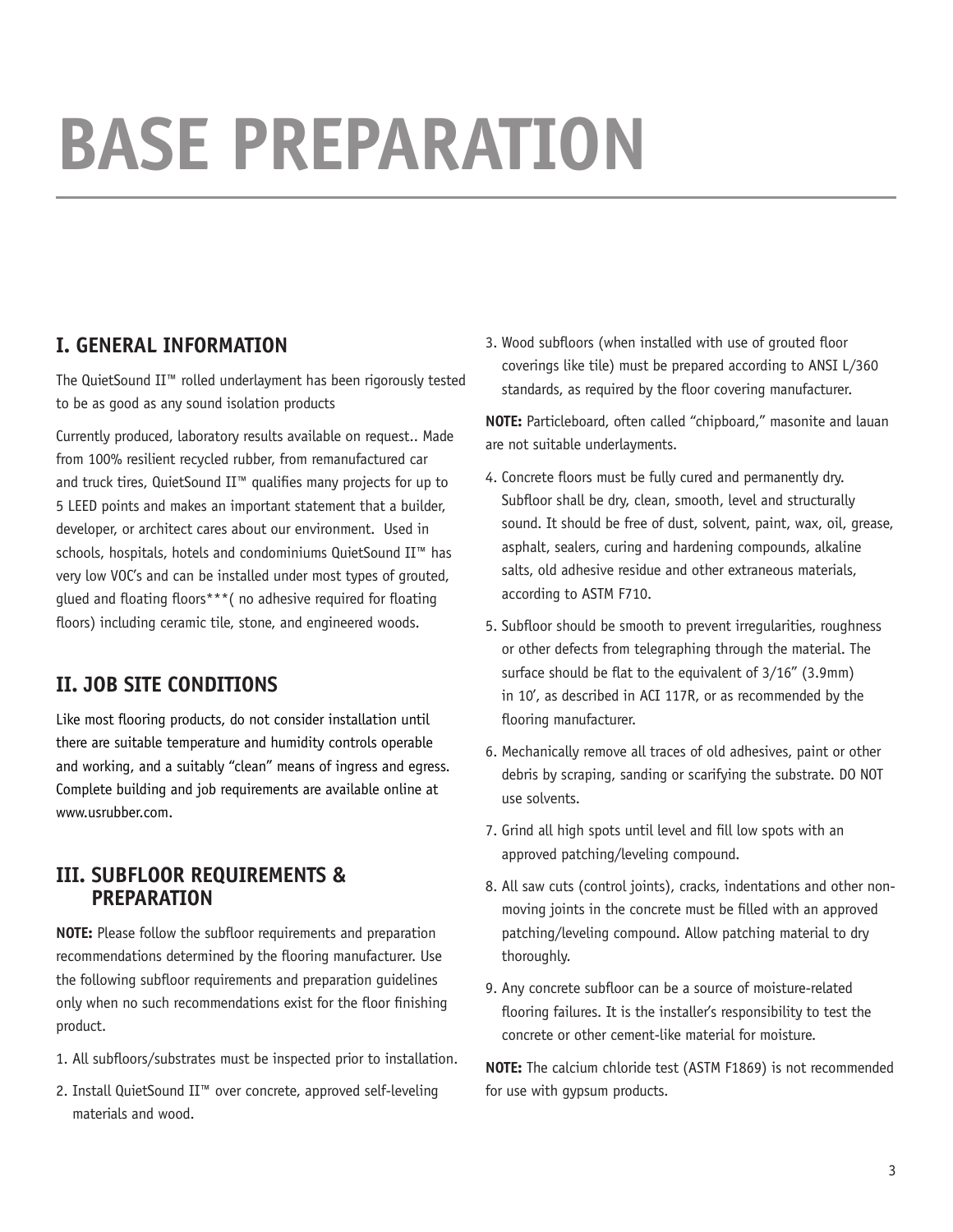# BASE PREPARATION

## I. GENERAL INFORMATION

The QuietSound II™ rolled underlayment has been rigorously tested to be as good as any sound isolation products

Currently produced, laboratory results available on request.. Made from 100% resilient recycled rubber, from remanufactured car and truck tires, QuietSound II™ qualifies many projects for up to 5 LEED points and makes an important statement that a builder, developer, or architect cares about our environment. Used in schools, hospitals, hotels and condominiums QuietSound II™ has very low VOC's and can be installed under most types of grouted, glued and floating floors***( no adhesive required for floating floors) including ceramic tile, stone, and engineered woods.

## II. JOB SITE CONDITIONS

Like most flooring products, do not consider installation until there are suitable temperature and humidity controls operable and working, and a suitably "clean" means of ingress and egress. Complete building and job requirements are available online at www.usrubber.com.

## III. SUBFLOOR REQUIREMENTS & PREPARATION

**NOTE:** Please follow the subfloor requirements and preparation recommendations determined by the flooring manufacturer. Use the following subfloor requirements and preparation guidelines only when no such recommendations exist for the floor finishing product.

1. All subfloors/substrates must be inspected prior to installation.
2. Install QuietSound II™ over concrete, approved self-leveling materials and wood.
3. Wood subfloors (when installed with use of grouted floor coverings like tile) must be prepared according to ANSI L/360 standards, as required by the floor covering manufacturer.

**NOTE:** Particleboard, often called "chipboard," masonite and lauan are not suitable underlayments.

4. Concrete floors must be fully cured and permanently dry. Subfloor shall be dry, clean, smooth, level and structurally sound. It should be free of dust, solvent, paint, wax, oil, grease, asphalt, sealers, curing and hardening compounds, alkaline salts, old adhesive residue and other extraneous materials, according to ASTM F710.
5. Subfloor should be smooth to prevent irregularities, roughness or other defects from telegraphing through the material. The surface should be flat to the equivalent of 3/16" (3.9mm) in 10', as described in ACI 117R, or as recommended by the flooring manufacturer.
6. Mechanically remove all traces of old adhesives, paint or other debris by scraping, sanding or scarifying the substrate. DO NOT use solvents.
7. Grind all high spots until level and fill low spots with an approved patching/leveling compound.
8. All saw cuts (control joints), cracks, indentations and other non-moving joints in the concrete must be filled with an approved patching/leveling compound. Allow patching material to dry thoroughly.
9. Any concrete subfloor can be a source of moisture-related flooring failures. It is the installer's responsibility to test the concrete or other cement-like material for moisture.

**NOTE:** The calcium chloride test (ASTM F1869) is not recommended for use with gypsum products.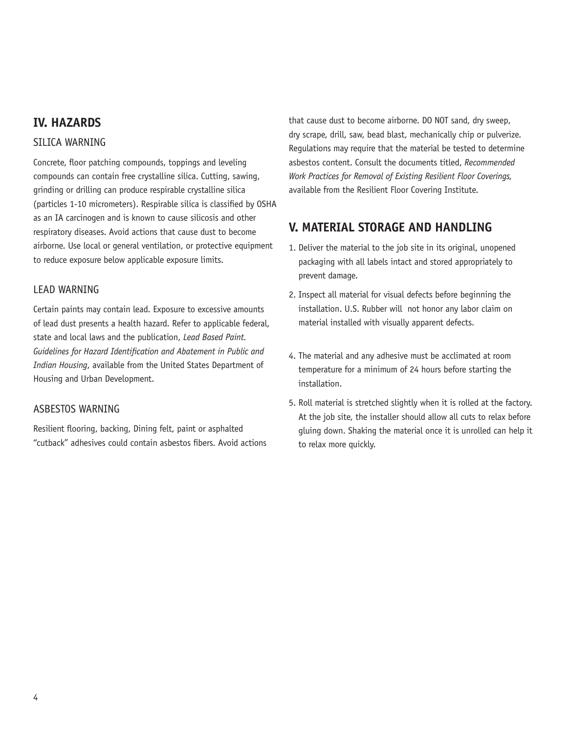## IV. HAZARDS

### SILICA WARNING

Concrete, floor patching compounds, toppings and leveling compounds can contain free crystalline silica. Cutting, sawing, grinding or drilling can produce respirable crystalline silica (particles 1-10 micrometers). Respirable silica is classified by OSHA as an IA carcinogen and is known to cause silicosis and other respiratory diseases. Avoid actions that cause dust to become airborne. Use local or general ventilation, or protective equipment to reduce exposure below applicable exposure limits.

### LEAD WARNING

Certain paints may contain lead. Exposure to excessive amounts of lead dust presents a health hazard. Refer to applicable federal, state and local laws and the publication, *Lead Based Paint. Guidelines for Hazard Identification and Abatement in Public and Indian Housing*, available from the United States Department of Housing and Urban Development.

### ASBESTOS WARNING

Resilient flooring, backing, Dining felt, paint or asphalted "cutback" adhesives could contain asbestos fibers. Avoid actions that cause dust to become airborne. DO NOT sand, dry sweep, dry scrape, drill, saw, bead blast, mechanically chip or pulverize. Regulations may require that the material be tested to determine asbestos content. Consult the documents titled, *Recommended Work Practices for Removal of Existing Resilient Floor Coverings,* available from the Resilient Floor Covering Institute.

## V. MATERIAL STORAGE AND HANDLING

1. Deliver the material to the job site in its original, unopened packaging with all labels intact and stored appropriately to prevent damage.
2. Inspect all material for visual defects before beginning the installation. U.S. Rubber will not honor any labor claim on material installed with visually apparent defects.

4. The material and any adhesive must be acclimated at room temperature for a minimum of 24 hours before starting the installation.
5. Roll material is stretched slightly when it is rolled at the factory. At the job site, the installer should allow all cuts to relax before gluing down. Shaking the material once it is unrolled can help it to relax more quickly.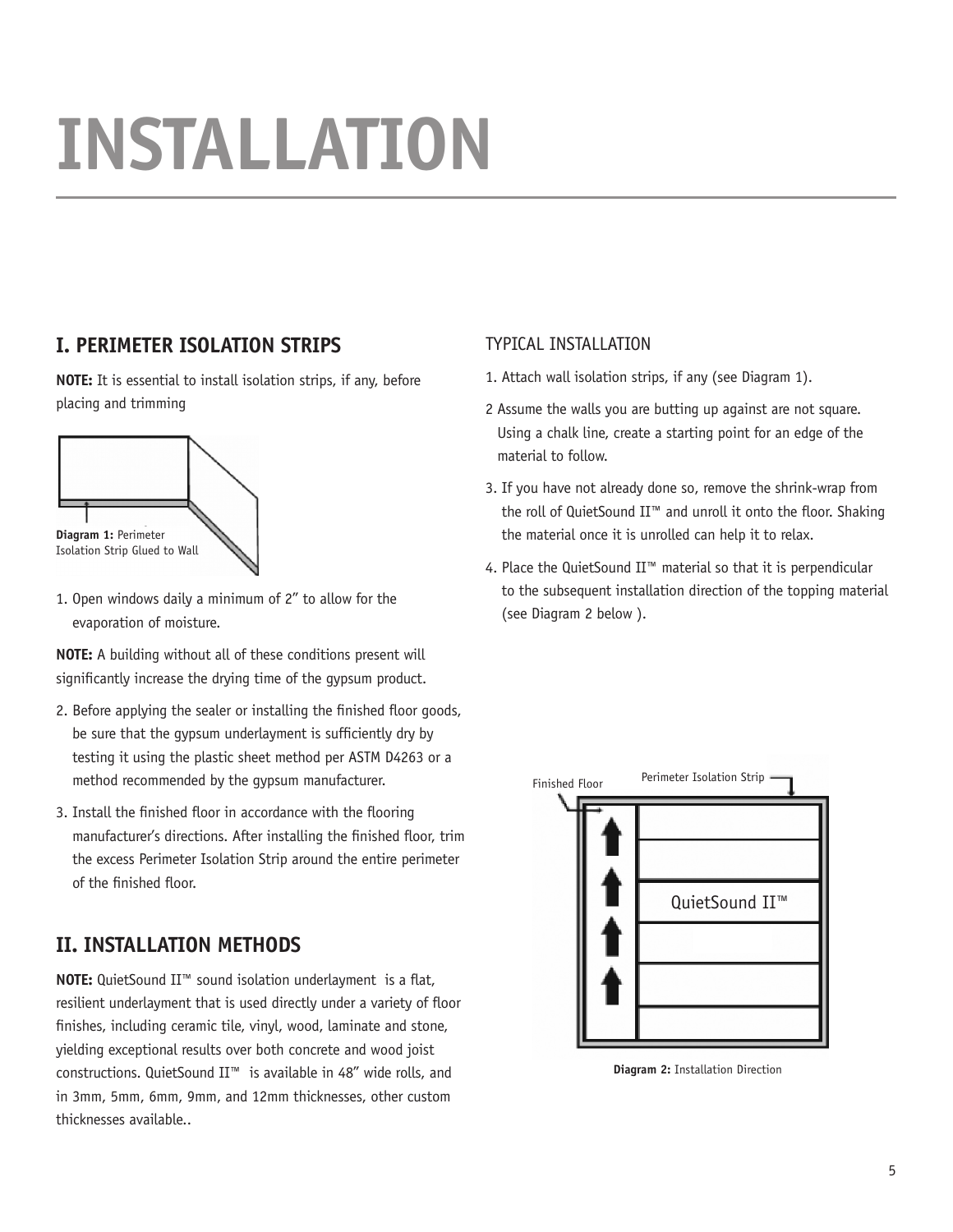# INSTALLATION

## I. PERIMETER ISOLATION STRIPS

**NOTE:** It is essential to install isolation strips, if any, before placing and trimming

**Diagram 1:** Perimeter Isolation Strip Glued to Wall

1. Open windows daily a minimum of 2" to allow for the evaporation of moisture.

**NOTE:** A building without all of these conditions present will significantly increase the drying time of the gypsum product.

2. Before applying the sealer or installing the finished floor goods, be sure that the gypsum underlayment is sufficiently dry by testing it using the plastic sheet method per ASTM D4263 or a method recommended by the gypsum manufacturer.
3. Install the finished floor in accordance with the flooring manufacturer's directions. After installing the finished floor, trim the excess Perimeter Isolation Strip around the entire perimeter of the finished floor.

## II. INSTALLATION METHODS

**NOTE:** QuietSound II™ sound isolation underlayment is a flat, resilient underlayment that is used directly under a variety of floor finishes, including ceramic tile, vinyl, wood, laminate and stone, yielding exceptional results over both concrete and wood joist constructions. QuietSound II™ is available in 48" wide rolls, and in 3mm, 5mm, 6mm, 9mm, and 12mm thicknesses, other custom thicknesses available..

### TYPICAL INSTALLATION

1. Attach wall isolation strips, if any (see Diagram 1).
2. Assume the walls you are butting up against are not square. Using a chalk line, create a starting point for an edge of the material to follow.
3. If you have not already done so, remove the shrink-wrap from the roll of QuietSound II™ and unroll it onto the floor. Shaking the material once it is unrolled can help it to relax.
4. Place the QuietSound II™ material so that it is perpendicular to the subsequent installation direction of the topping material (see Diagram 2 below ).

Finished Floor — Perimeter Isolation Strip — QuietSound II™

**Diagram 2:** Installation Direction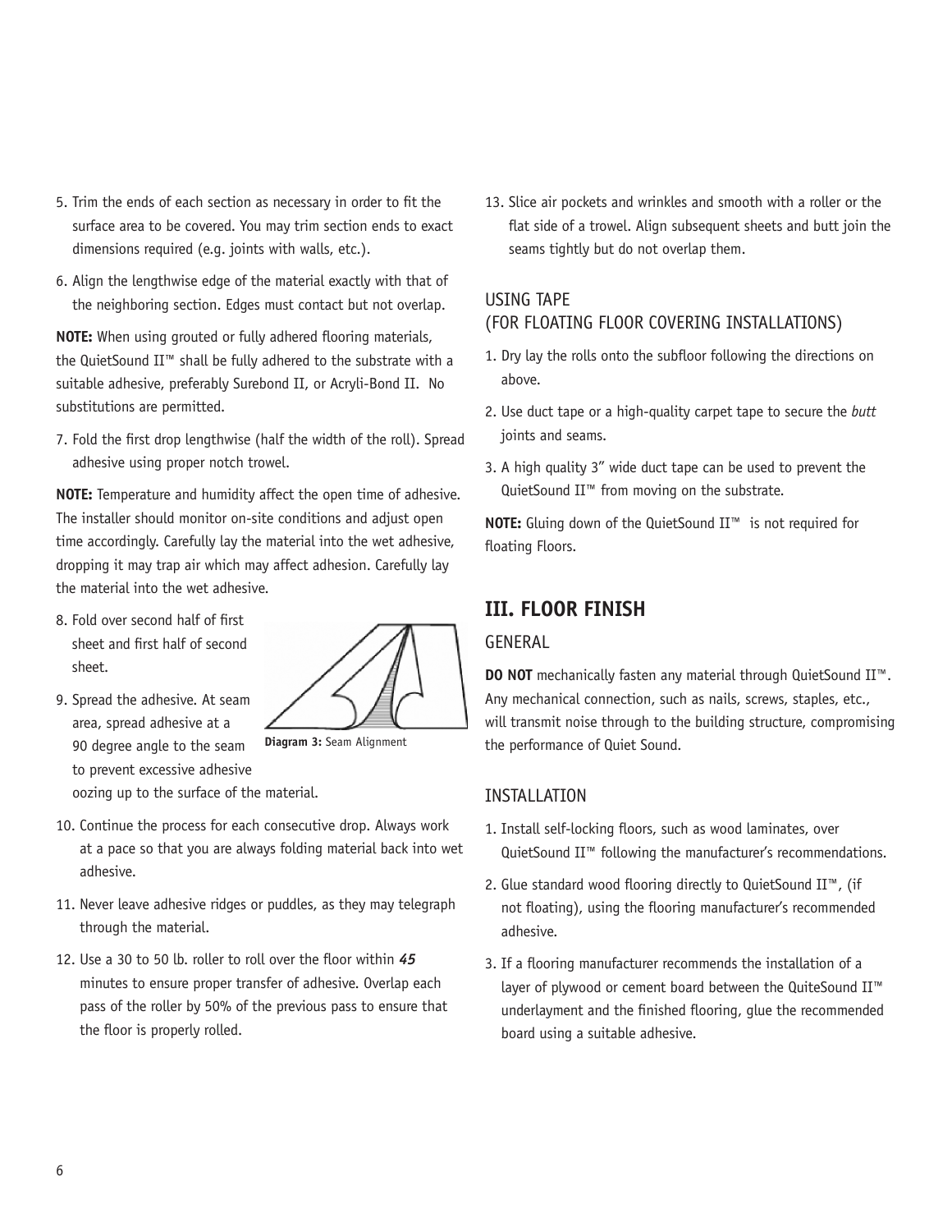5. Trim the ends of each section as necessary in order to fit the surface area to be covered. You may trim section ends to exact dimensions required (e.g. joints with walls, etc.).

6. Align the lengthwise edge of the material exactly with that of the neighboring section. Edges must contact but not overlap.

**NOTE:** When using grouted or fully adhered flooring materials, the QuietSound II™ shall be fully adhered to the substrate with a suitable adhesive, preferably Surebond II, or Acryli-Bond II. No substitutions are permitted.

7. Fold the first drop lengthwise (half the width of the roll). Spread adhesive using proper notch trowel.

**NOTE:** Temperature and humidity affect the open time of adhesive. The installer should monitor on-site conditions and adjust open time accordingly. Carefully lay the material into the wet adhesive, dropping it may trap air which may affect adhesion. Carefully lay the material into the wet adhesive.

8. Fold over second half of first sheet and first half of second sheet.

9. Spread the adhesive. At seam area, spread adhesive at a 90 degree angle to the seam to prevent excessive adhesive oozing up to the surface of the material.

**Diagram 3:** Seam Alignment

10. Continue the process for each consecutive drop. Always work at a pace so that you are always folding material back into wet adhesive.

11. Never leave adhesive ridges or puddles, as they may telegraph through the material.

12. Use a 30 to 50 lb. roller to roll over the floor within ***45*** minutes to ensure proper transfer of adhesive. Overlap each pass of the roller by 50% of the previous pass to ensure that the floor is properly rolled.

13. Slice air pockets and wrinkles and smooth with a roller or the flat side of a trowel. Align subsequent sheets and butt join the seams tightly but do not overlap them.

### USING TAPE (FOR FLOATING FLOOR COVERING INSTALLATIONS)

1. Dry lay the rolls onto the subfloor following the directions on above.

2. Use duct tape or a high-quality carpet tape to secure the *butt* joints and seams.

3. A high quality 3" wide duct tape can be used to prevent the QuietSound II™ from moving on the substrate.

**NOTE:** Gluing down of the QuietSound II™ is not required for floating Floors.

## III. FLOOR FINISH

### GENERAL

**DO NOT** mechanically fasten any material through QuietSound II™. Any mechanical connection, such as nails, screws, staples, etc., will transmit noise through to the building structure, compromising the performance of Quiet Sound.

### INSTALLATION

1. Install self-locking floors, such as wood laminates, over QuietSound II™ following the manufacturer's recommendations.

2. Glue standard wood flooring directly to QuietSound II™, (if not floating), using the flooring manufacturer's recommended adhesive.

3. If a flooring manufacturer recommends the installation of a layer of plywood or cement board between the QuiteSound II™ underlayment and the finished flooring, glue the recommended board using a suitable adhesive.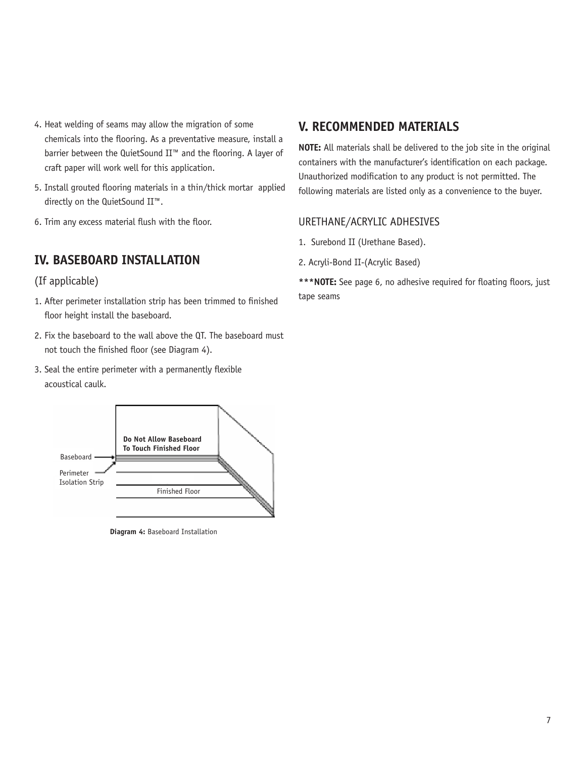4. Heat welding of seams may allow the migration of some chemicals into the flooring. As a preventative measure, install a barrier between the QuietSound II™ and the flooring. A layer of craft paper will work well for this application.

5. Install grouted flooring materials in a thin/thick mortar applied directly on the QuietSound II™.

6. Trim any excess material flush with the floor.

## IV. BASEBOARD INSTALLATION

(If applicable)

1. After perimeter installation strip has been trimmed to finished floor height install the baseboard.

2. Fix the baseboard to the wall above the QT. The baseboard must not touch the finished floor (see Diagram 4).

3. Seal the entire perimeter with a permanently flexible acoustical caulk.

Do Not Allow Baseboard To Touch Finished Floor

Baseboard

Perimeter Isolation Strip

Finished Floor

**Diagram 4:** Baseboard Installation

## V. RECOMMENDED MATERIALS

**NOTE:** All materials shall be delivered to the job site in the original containers with the manufacturer's identification on each package. Unauthorized modification to any product is not permitted. The following materials are listed only as a convenience to the buyer.

### URETHANE/ACRYLIC ADHESIVES

1. Surebond II (Urethane Based).

2. Acryli-Bond II-(Acrylic Based)

***NOTE:** See page 6, no adhesive required for floating floors, just tape seams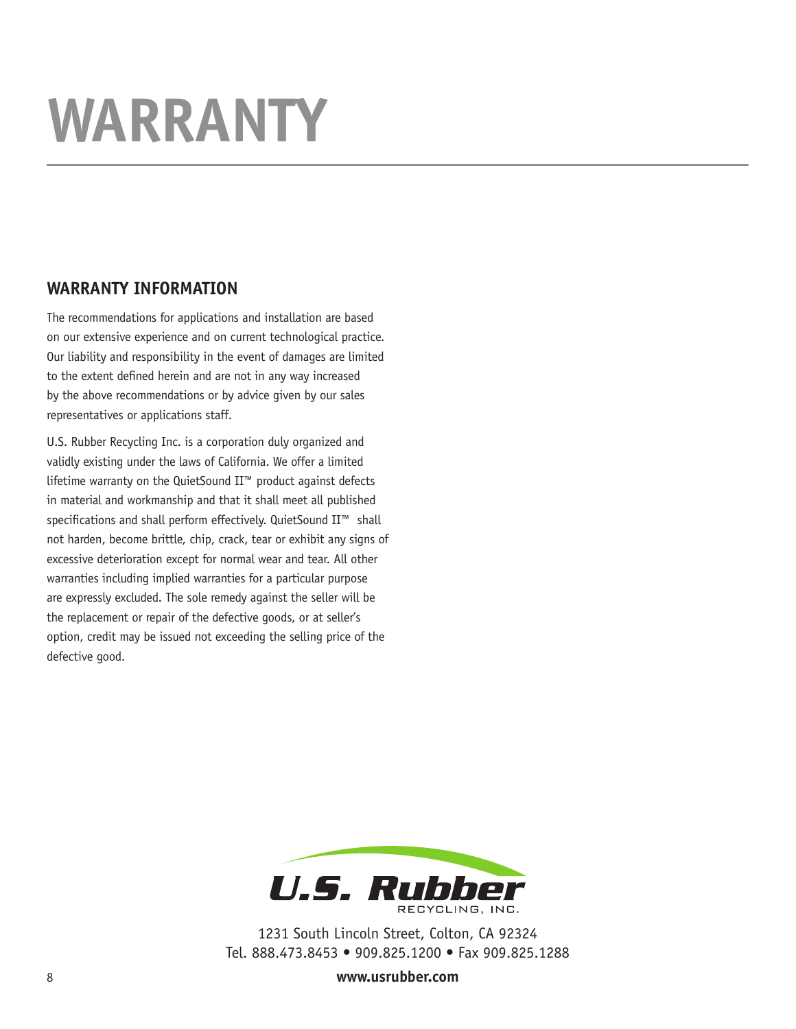# WARRANTY

## WARRANTY INFORMATION

The recommendations for applications and installation are based on our extensive experience and on current technological practice. Our liability and responsibility in the event of damages are limited to the extent defined herein and are not in any way increased by the above recommendations or by advice given by our sales representatives or applications staff.

U.S. Rubber Recycling Inc. is a corporation duly organized and validly existing under the laws of California. We offer a limited lifetime warranty on the QuietSound II™ product against defects in material and workmanship and that it shall meet all published specifications and shall perform effectively. QuietSound II™ shall not harden, become brittle, chip, crack, tear or exhibit any signs of excessive deterioration except for normal wear and tear. All other warranties including implied warranties for a particular purpose are expressly excluded. The sole remedy against the seller will be the replacement or repair of the defective goods, or at seller's option, credit may be issued not exceeding the selling price of the defective good.

U.S. Rubber
RECYCLING, INC.

1231 South Lincoln Street, Colton, CA 92324
Tel. 888.473.8453 • 909.825.1200 • Fax 909.825.1288

**www.usrubber.com**